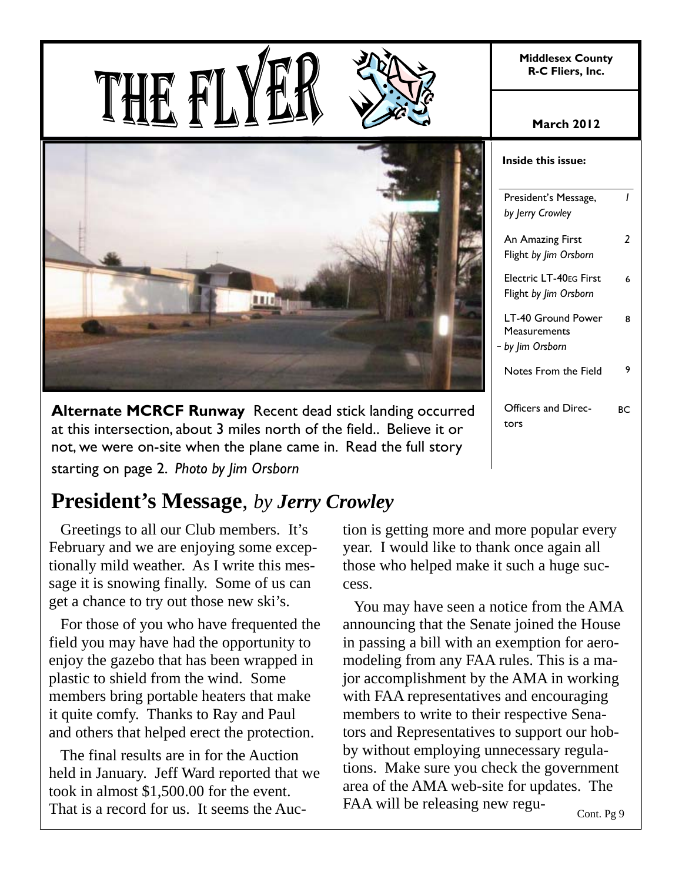# THE FLYER

**Middlesex County R-C Fliers, Inc.**

**March 2012**

**Inside this issue:**

| | |
|---|---|
| President's Message, *by Jerry Crowley* | *1* |
| An Amazing First Flight *by Jim Orsborn* | *2* |
| Electric LT-40EG First Flight *by Jim Orsborn* | 6 |
| LT-40 Ground Power Measurements – *by Jim Orsborn* | 8 |
| Notes From the Field | 9 |
| Officers and Directors | BC |

**Alternate MCRCF Runway** Recent dead stick landing occurred at this intersection, about 3 miles north of the field.. Believe it or not, we were on-site when the plane came in. Read the full story starting on page 2. *Photo by Jim Orsborn*

## President's Message, *by Jerry Crowley*

Greetings to all our Club members. It's February and we are enjoying some exceptionally mild weather. As I write this message it is snowing finally. Some of us can get a chance to try out those new ski's.

For those of you who have frequented the field you may have had the opportunity to enjoy the gazebo that has been wrapped in plastic to shield from the wind. Some members bring portable heaters that make it quite comfy. Thanks to Ray and Paul and others that helped erect the protection.

The final results are in for the Auction held in January. Jeff Ward reported that we took in almost $1,500.00 for the event. That is a record for us. It seems the Auction is getting more and more popular every year. I would like to thank once again all those who helped make it such a huge success.

You may have seen a notice from the AMA announcing that the Senate joined the House in passing a bill with an exemption for aeromodeling from any FAA rules. This is a major accomplishment by the AMA in working with FAA representatives and encouraging members to write to their respective Senators and Representatives to support our hobby without employing unnecessary regulations. Make sure you check the government area of the AMA web-site for updates. The FAA will be releasing new regu-

Cont. Pg 9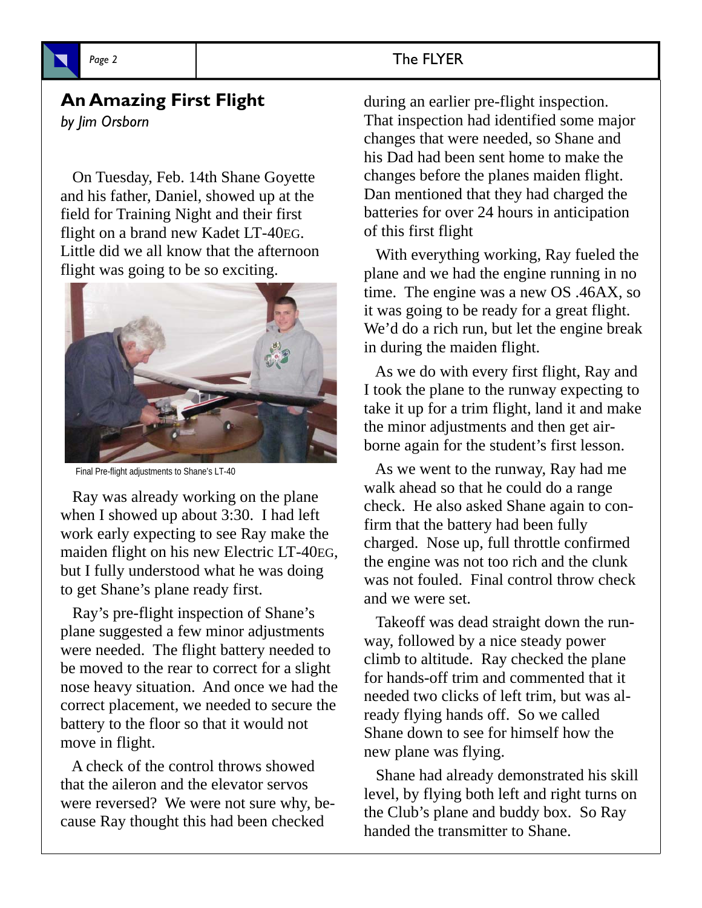## An Amazing First Flight

*by Jim Orsborn*

On Tuesday, Feb. 14th Shane Goyette and his father, Daniel, showed up at the field for Training Night and their first flight on a brand new Kadet LT-40EG. Little did we all know that the afternoon flight was going to be so exciting.

Final Pre-flight adjustments to Shane's LT-40

Ray was already working on the plane when I showed up about 3:30. I had left work early expecting to see Ray make the maiden flight on his new Electric LT-40EG, but I fully understood what he was doing to get Shane's plane ready first.

Ray's pre-flight inspection of Shane's plane suggested a few minor adjustments were needed. The flight battery needed to be moved to the rear to correct for a slight nose heavy situation. And once we had the correct placement, we needed to secure the battery to the floor so that it would not move in flight.

A check of the control throws showed that the aileron and the elevator servos were reversed? We were not sure why, because Ray thought this had been checked during an earlier pre-flight inspection. That inspection had identified some major changes that were needed, so Shane and his Dad had been sent home to make the changes before the planes maiden flight. Dan mentioned that they had charged the batteries for over 24 hours in anticipation of this first flight

With everything working, Ray fueled the plane and we had the engine running in no time. The engine was a new OS .46AX, so it was going to be ready for a great flight. We'd do a rich run, but let the engine break in during the maiden flight.

As we do with every first flight, Ray and I took the plane to the runway expecting to take it up for a trim flight, land it and make the minor adjustments and then get airborne again for the student's first lesson.

As we went to the runway, Ray had me walk ahead so that he could do a range check. He also asked Shane again to confirm that the battery had been fully charged. Nose up, full throttle confirmed the engine was not too rich and the clunk was not fouled. Final control throw check and we were set.

Takeoff was dead straight down the runway, followed by a nice steady power climb to altitude. Ray checked the plane for hands-off trim and commented that it needed two clicks of left trim, but was already flying hands off. So we called Shane down to see for himself how the new plane was flying.

Shane had already demonstrated his skill level, by flying both left and right turns on the Club's plane and buddy box. So Ray handed the transmitter to Shane.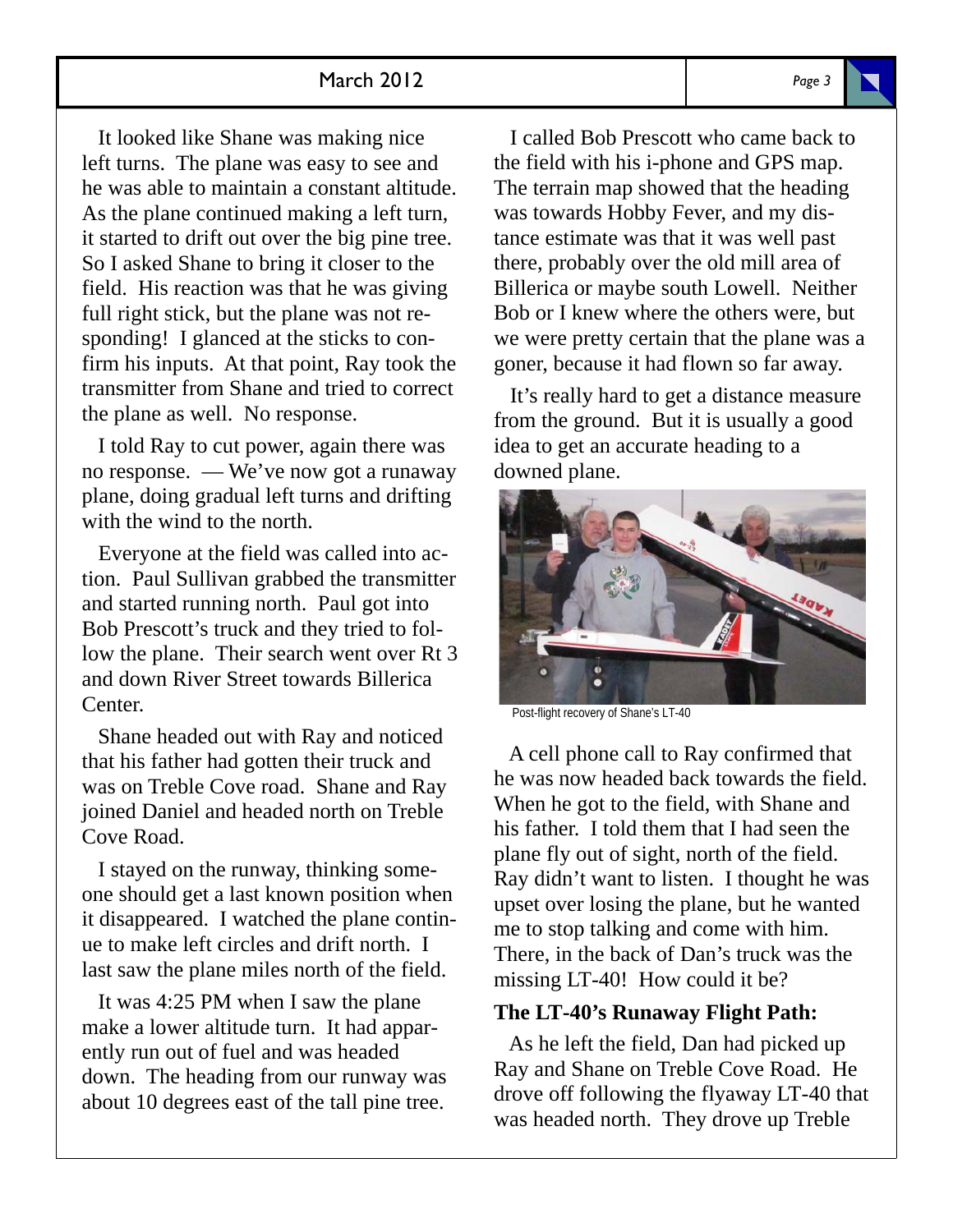It looked like Shane was making nice left turns. The plane was easy to see and he was able to maintain a constant altitude. As the plane continued making a left turn, it started to drift out over the big pine tree. So I asked Shane to bring it closer to the field. His reaction was that he was giving full right stick, but the plane was not responding! I glanced at the sticks to confirm his inputs. At that point, Ray took the transmitter from Shane and tried to correct the plane as well. No response.

I told Ray to cut power, again there was no response. — We've now got a runaway plane, doing gradual left turns and drifting with the wind to the north.

Everyone at the field was called into action. Paul Sullivan grabbed the transmitter and started running north. Paul got into Bob Prescott's truck and they tried to follow the plane. Their search went over Rt 3 and down River Street towards Billerica Center.

Shane headed out with Ray and noticed that his father had gotten their truck and was on Treble Cove road. Shane and Ray joined Daniel and headed north on Treble Cove Road.

I stayed on the runway, thinking someone should get a last known position when it disappeared. I watched the plane continue to make left circles and drift north. I last saw the plane miles north of the field.

It was 4:25 PM when I saw the plane make a lower altitude turn. It had apparently run out of fuel and was headed down. The heading from our runway was about 10 degrees east of the tall pine tree.

I called Bob Prescott who came back to the field with his i-phone and GPS map. The terrain map showed that the heading was towards Hobby Fever, and my distance estimate was that it was well past there, probably over the old mill area of Billerica or maybe south Lowell. Neither Bob or I knew where the others were, but we were pretty certain that the plane was a goner, because it had flown so far away.

It's really hard to get a distance measure from the ground. But it is usually a good idea to get an accurate heading to a downed plane.

Post-flight recovery of Shane's LT-40

A cell phone call to Ray confirmed that he was now headed back towards the field. When he got to the field, with Shane and his father. I told them that I had seen the plane fly out of sight, north of the field. Ray didn't want to listen. I thought he was upset over losing the plane, but he wanted me to stop talking and come with him. There, in the back of Dan's truck was the missing LT-40! How could it be?

**The LT-40's Runaway Flight Path:**

As he left the field, Dan had picked up Ray and Shane on Treble Cove Road. He drove off following the flyaway LT-40 that was headed north. They drove up Treble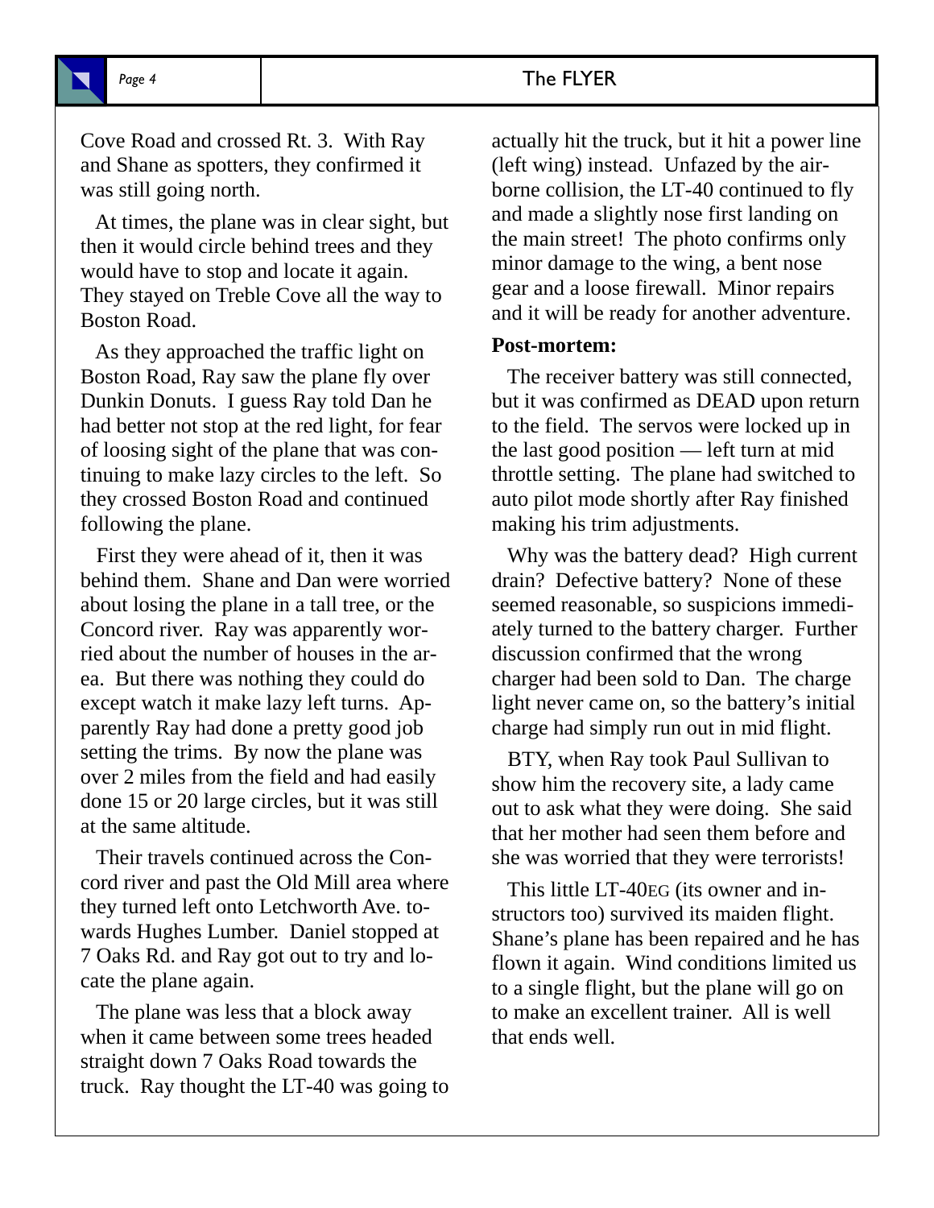Cove Road and crossed Rt. 3. With Ray and Shane as spotters, they confirmed it was still going north.

At times, the plane was in clear sight, but then it would circle behind trees and they would have to stop and locate it again. They stayed on Treble Cove all the way to Boston Road.

As they approached the traffic light on Boston Road, Ray saw the plane fly over Dunkin Donuts. I guess Ray told Dan he had better not stop at the red light, for fear of loosing sight of the plane that was continuing to make lazy circles to the left. So they crossed Boston Road and continued following the plane.

First they were ahead of it, then it was behind them. Shane and Dan were worried about losing the plane in a tall tree, or the Concord river. Ray was apparently worried about the number of houses in the area. But there was nothing they could do except watch it make lazy left turns. Apparently Ray had done a pretty good job setting the trims. By now the plane was over 2 miles from the field and had easily done 15 or 20 large circles, but it was still at the same altitude.

Their travels continued across the Concord river and past the Old Mill area where they turned left onto Letchworth Ave. towards Hughes Lumber. Daniel stopped at 7 Oaks Rd. and Ray got out to try and locate the plane again.

The plane was less that a block away when it came between some trees headed straight down 7 Oaks Road towards the truck. Ray thought the LT-40 was going to actually hit the truck, but it hit a power line (left wing) instead. Unfazed by the airborne collision, the LT-40 continued to fly and made a slightly nose first landing on the main street! The photo confirms only minor damage to the wing, a bent nose gear and a loose firewall. Minor repairs and it will be ready for another adventure.

**Post-mortem:**

The receiver battery was still connected, but it was confirmed as DEAD upon return to the field. The servos were locked up in the last good position — left turn at mid throttle setting. The plane had switched to auto pilot mode shortly after Ray finished making his trim adjustments.

Why was the battery dead? High current drain? Defective battery? None of these seemed reasonable, so suspicions immediately turned to the battery charger. Further discussion confirmed that the wrong charger had been sold to Dan. The charge light never came on, so the battery's initial charge had simply run out in mid flight.

BTY, when Ray took Paul Sullivan to show him the recovery site, a lady came out to ask what they were doing. She said that her mother had seen them before and she was worried that they were terrorists!

This little LT-40EG (its owner and instructors too) survived its maiden flight. Shane's plane has been repaired and he has flown it again. Wind conditions limited us to a single flight, but the plane will go on to make an excellent trainer. All is well that ends well.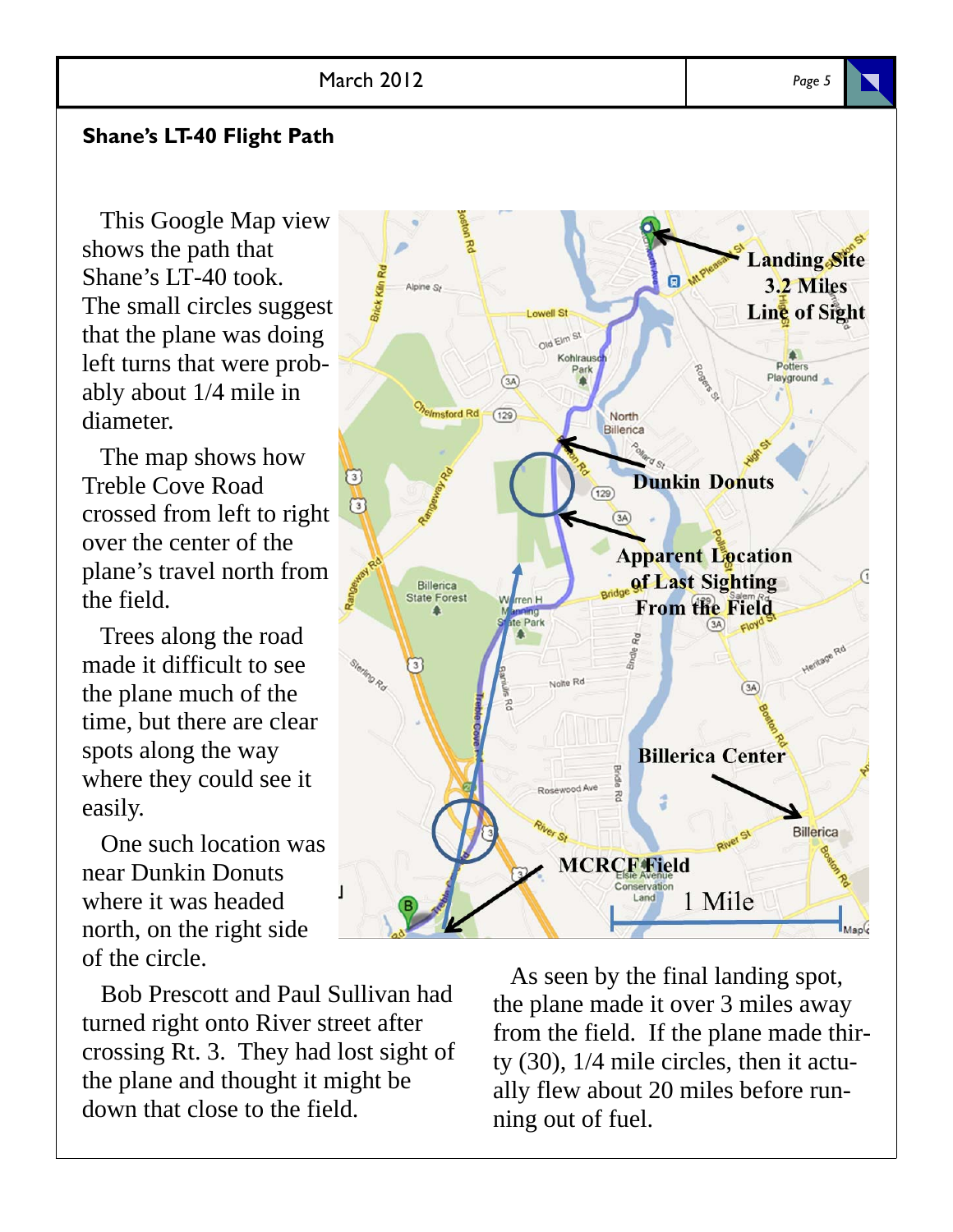## Shane's LT-40 Flight Path

This Google Map view shows the path that Shane's LT-40 took. The small circles suggest that the plane was doing left turns that were probably about 1/4 mile in diameter.

The map shows how Treble Cove Road crossed from left to right over the center of the plane's travel north from the field.

Trees along the road made it difficult to see the plane much of the time, but there are clear spots along the way where they could see it easily.

One such location was near Dunkin Donuts where it was headed north, on the right side of the circle.

Bob Prescott and Paul Sullivan had turned right onto River street after crossing Rt. 3. They had lost sight of the plane and thought it might be down that close to the field.

As seen by the final landing spot, the plane made it over 3 miles away from the field. If the plane made thirty (30), 1/4 mile circles, then it actually flew about 20 miles before running out of fuel.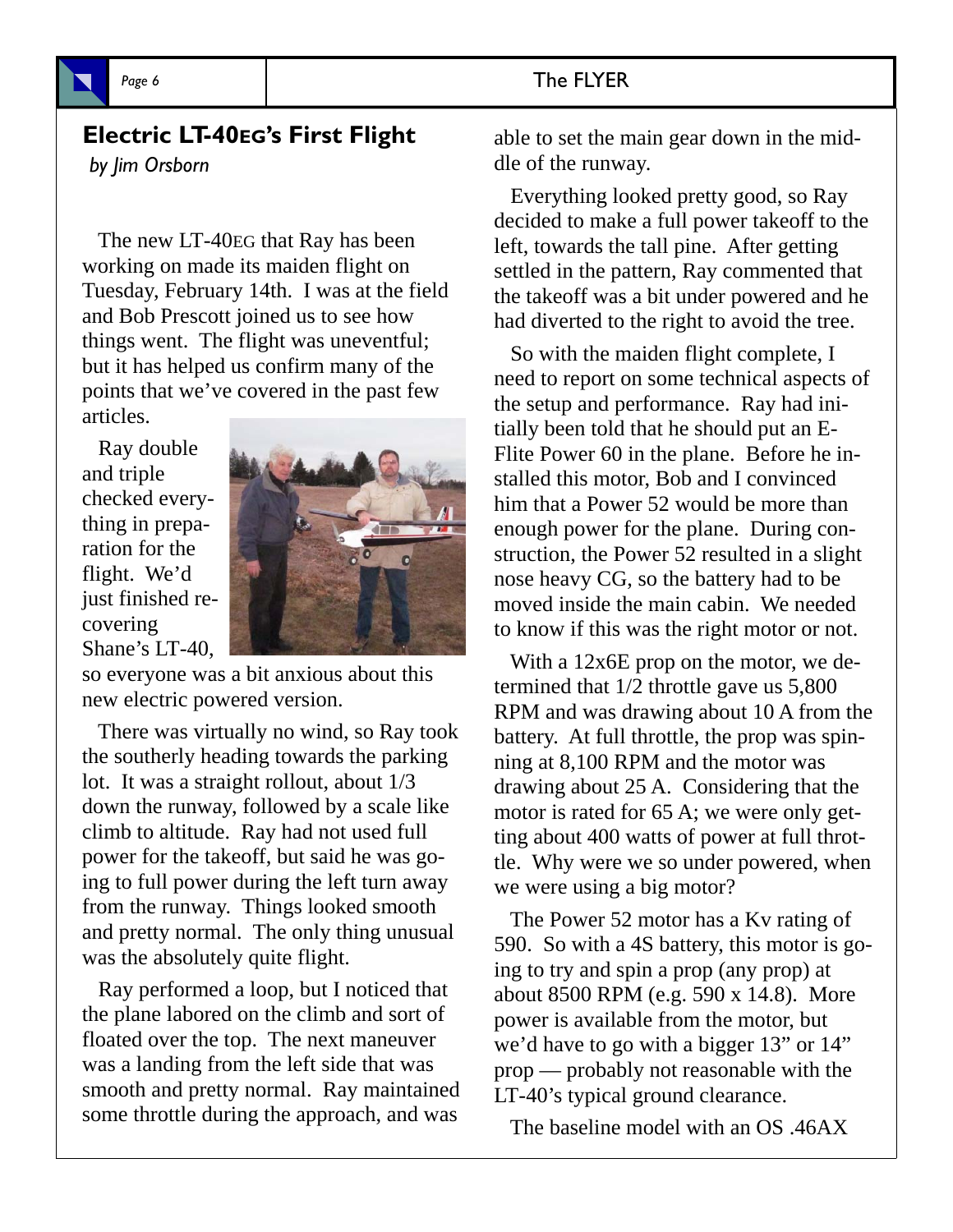## Electric LT-40EG's First Flight

*by Jim Orsborn*

The new LT-40EG that Ray has been working on made its maiden flight on Tuesday, February 14th. I was at the field and Bob Prescott joined us to see how things went. The flight was uneventful; but it has helped us confirm many of the points that we've covered in the past few articles.

Ray double and triple checked everything in preparation for the flight. We'd just finished recovering Shane's LT-40, so everyone was a bit anxious about this new electric powered version.

There was virtually no wind, so Ray took the southerly heading towards the parking lot. It was a straight rollout, about 1/3 down the runway, followed by a scale like climb to altitude. Ray had not used full power for the takeoff, but said he was going to full power during the left turn away from the runway. Things looked smooth and pretty normal. The only thing unusual was the absolutely quite flight.

Ray performed a loop, but I noticed that the plane labored on the climb and sort of floated over the top. The next maneuver was a landing from the left side that was smooth and pretty normal. Ray maintained some throttle during the approach, and was able to set the main gear down in the middle of the runway.

Everything looked pretty good, so Ray decided to make a full power takeoff to the left, towards the tall pine. After getting settled in the pattern, Ray commented that the takeoff was a bit under powered and he had diverted to the right to avoid the tree.

So with the maiden flight complete, I need to report on some technical aspects of the setup and performance. Ray had initially been told that he should put an E-Flite Power 60 in the plane. Before he installed this motor, Bob and I convinced him that a Power 52 would be more than enough power for the plane. During construction, the Power 52 resulted in a slight nose heavy CG, so the battery had to be moved inside the main cabin. We needed to know if this was the right motor or not.

With a 12x6E prop on the motor, we determined that 1/2 throttle gave us 5,800 RPM and was drawing about 10 A from the battery. At full throttle, the prop was spinning at 8,100 RPM and the motor was drawing about 25 A. Considering that the motor is rated for 65 A; we were only getting about 400 watts of power at full throttle. Why were we so under powered, when we were using a big motor?

The Power 52 motor has a Kv rating of 590. So with a 4S battery, this motor is going to try and spin a prop (any prop) at about 8500 RPM (e.g. 590 x 14.8). More power is available from the motor, but we'd have to go with a bigger 13" or 14" prop — probably not reasonable with the LT-40's typical ground clearance.

The baseline model with an OS .46AX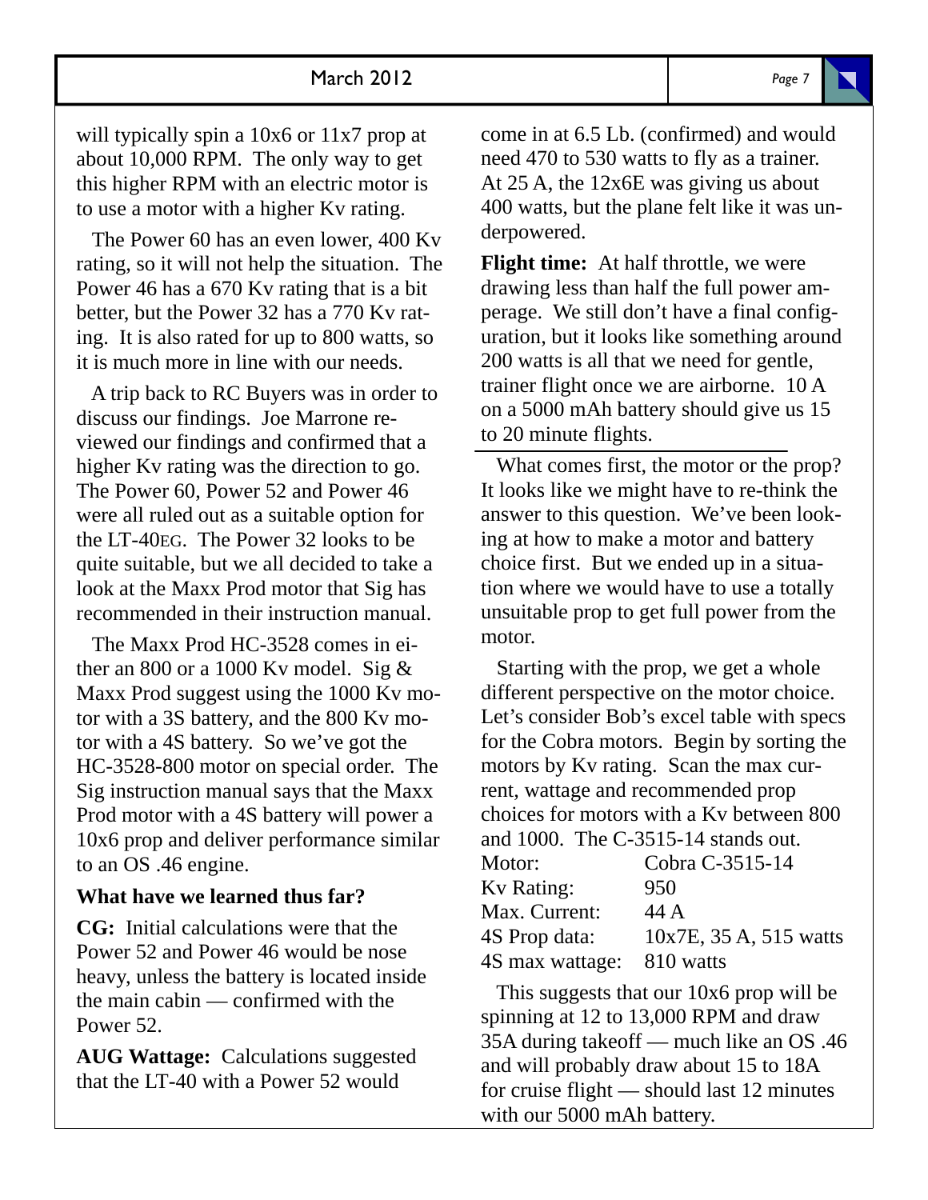will typically spin a 10x6 or 11x7 prop at about 10,000 RPM. The only way to get this higher RPM with an electric motor is to use a motor with a higher Kv rating.

The Power 60 has an even lower, 400 Kv rating, so it will not help the situation. The Power 46 has a 670 Kv rating that is a bit better, but the Power 32 has a 770 Kv rating. It is also rated for up to 800 watts, so it is much more in line with our needs.

A trip back to RC Buyers was in order to discuss our findings. Joe Marrone reviewed our findings and confirmed that a higher Kv rating was the direction to go. The Power 60, Power 52 and Power 46 were all ruled out as a suitable option for the LT-40EG. The Power 32 looks to be quite suitable, but we all decided to take a look at the Maxx Prod motor that Sig has recommended in their instruction manual.

The Maxx Prod HC-3528 comes in either an 800 or a 1000 Kv model. Sig & Maxx Prod suggest using the 1000 Kv motor with a 3S battery, and the 800 Kv motor with a 4S battery. So we've got the HC-3528-800 motor on special order. The Sig instruction manual says that the Maxx Prod motor with a 4S battery will power a 10x6 prop and deliver performance similar to an OS .46 engine.

### What have we learned thus far?

**CG:** Initial calculations were that the Power 52 and Power 46 would be nose heavy, unless the battery is located inside the main cabin — confirmed with the Power 52.

**AUG Wattage:** Calculations suggested that the LT-40 with a Power 52 would come in at 6.5 Lb. (confirmed) and would need 470 to 530 watts to fly as a trainer. At 25 A, the 12x6E was giving us about 400 watts, but the plane felt like it was underpowered.

**Flight time:** At half throttle, we were drawing less than half the full power amperage. We still don't have a final configuration, but it looks like something around 200 watts is all that we need for gentle, trainer flight once we are airborne. 10 A on a 5000 mAh battery should give us 15 to 20 minute flights.

---

What comes first, the motor or the prop? It looks like we might have to re-think the answer to this question. We've been looking at how to make a motor and battery choice first. But we ended up in a situation where we would have to use a totally unsuitable prop to get full power from the motor.

Starting with the prop, we get a whole different perspective on the motor choice. Let's consider Bob's excel table with specs for the Cobra motors. Begin by sorting the motors by Kv rating. Scan the max current, wattage and recommended prop choices for motors with a Kv between 800 and 1000. The C-3515-14 stands out.

| | |
|---|---|
| Motor: | Cobra C-3515-14 |
| Kv Rating: | 950 |
| Max. Current: | 44 A |
| 4S Prop data: | 10x7E, 35 A, 515 watts |
| 4S max wattage: | 810 watts |

This suggests that our 10x6 prop will be spinning at 12 to 13,000 RPM and draw 35A during takeoff — much like an OS .46 and will probably draw about 15 to 18A for cruise flight — should last 12 minutes with our 5000 mAh battery.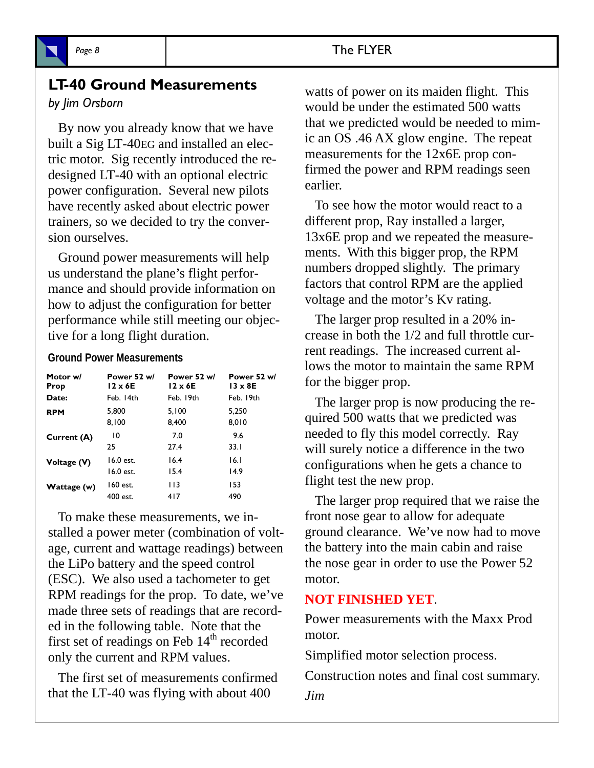## LT-40 Ground Measurements

*by Jim Orsborn*

By now you already know that we have built a Sig LT-40EG and installed an electric motor. Sig recently introduced the redesigned LT-40 with an optional electric power configuration. Several new pilots have recently asked about electric power trainers, so we decided to try the conversion ourselves.

Ground power measurements will help us understand the plane's flight performance and should provide information on how to adjust the configuration for better performance while still meeting our objective for a long flight duration.

**Ground Power Measurements**

| Motor w/ Prop | Power 52 w/ 12 x 6E | Power 52 w/ 12 x 6E | Power 52 w/ 13 x 8E |
|---|---|---|---|
| Date: | Feb. 14th | Feb. 19th | Feb. 19th |
| RPM | 5,800 | 5,100 | 5,250 |
| | 8,100 | 8,400 | 8,010 |
| Current (A) | 10 | 7.0 | 9.6 |
| | 25 | 27.4 | 33.1 |
| Voltage (V) | 16.0 est. | 16.4 | 16.1 |
| | 16.0 est. | 15.4 | 14.9 |
| Wattage (w) | 160 est. | 113 | 153 |
| | 400 est. | 417 | 490 |

To make these measurements, we installed a power meter (combination of voltage, current and wattage readings) between the LiPo battery and the speed control (ESC). We also used a tachometer to get RPM readings for the prop. To date, we've made three sets of readings that are recorded in the following table. Note that the first set of readings on Feb 14th recorded only the current and RPM values.

The first set of measurements confirmed that the LT-40 was flying with about 400 watts of power on its maiden flight. This would be under the estimated 500 watts that we predicted would be needed to mimic an OS .46 AX glow engine. The repeat measurements for the 12x6E prop confirmed the power and RPM readings seen earlier.

To see how the motor would react to a different prop, Ray installed a larger, 13x6E prop and we repeated the measurements. With this bigger prop, the RPM numbers dropped slightly. The primary factors that control RPM are the applied voltage and the motor's Kv rating.

The larger prop resulted in a 20% increase in both the 1/2 and full throttle current readings. The increased current allows the motor to maintain the same RPM for the bigger prop.

The larger prop is now producing the required 500 watts that we predicted was needed to fly this model correctly. Ray will surely notice a difference in the two configurations when he gets a chance to flight test the new prop.

The larger prop required that we raise the front nose gear to allow for adequate ground clearance. We've now had to move the battery into the main cabin and raise the nose gear in order to use the Power 52 motor.

**NOT FINISHED YET**.

Power measurements with the Maxx Prod motor.

Simplified motor selection process.

Construction notes and final cost summary.

*Jim*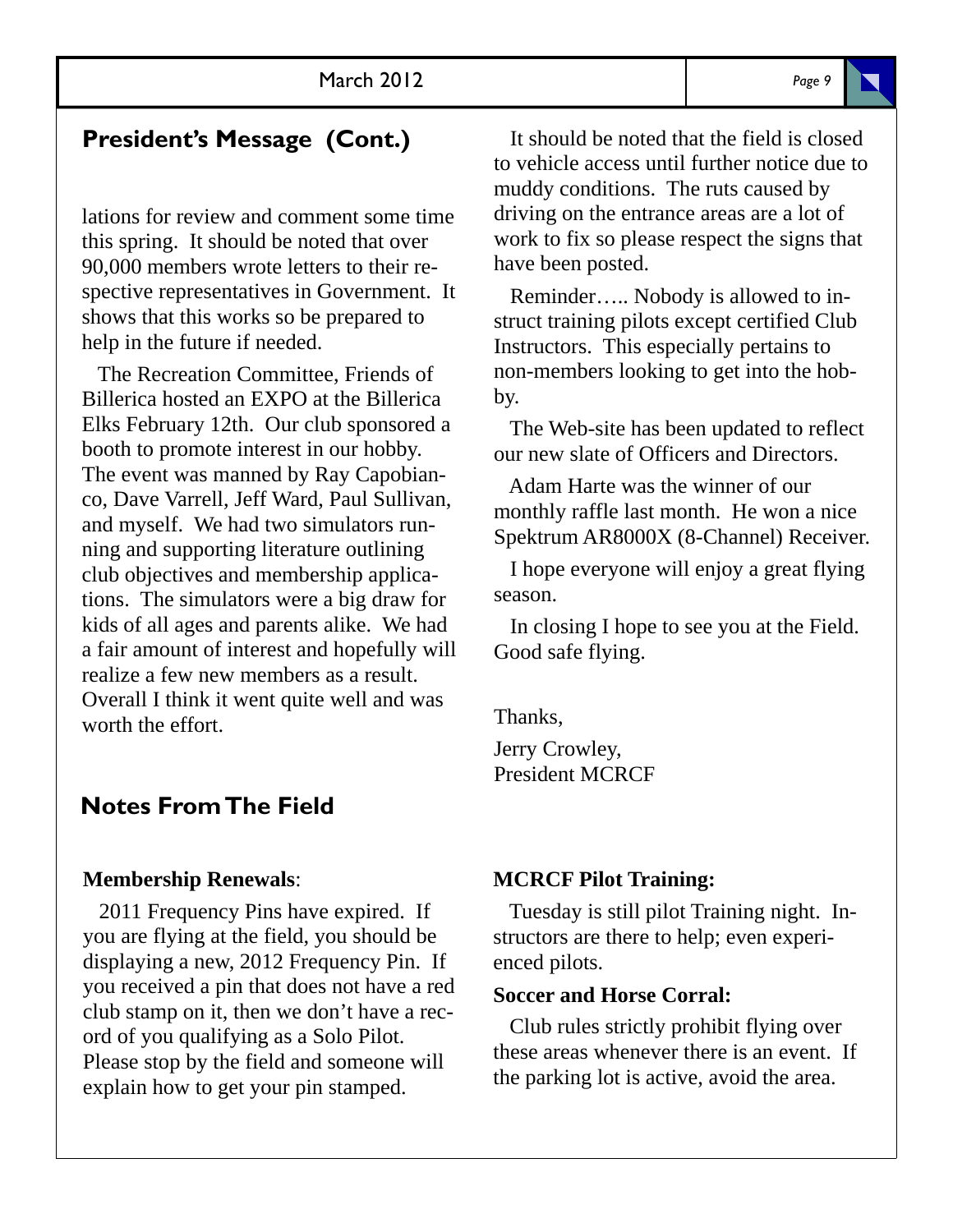## President's Message (Cont.)

lations for review and comment some time this spring. It should be noted that over 90,000 members wrote letters to their respective representatives in Government. It shows that this works so be prepared to help in the future if needed.

The Recreation Committee, Friends of Billerica hosted an EXPO at the Billerica Elks February 12th. Our club sponsored a booth to promote interest in our hobby. The event was manned by Ray Capobianco, Dave Varrell, Jeff Ward, Paul Sullivan, and myself. We had two simulators running and supporting literature outlining club objectives and membership applications. The simulators were a big draw for kids of all ages and parents alike. We had a fair amount of interest and hopefully will realize a few new members as a result. Overall I think it went quite well and was worth the effort.

It should be noted that the field is closed to vehicle access until further notice due to muddy conditions. The ruts caused by driving on the entrance areas are a lot of work to fix so please respect the signs that have been posted.

Reminder….. Nobody is allowed to instruct training pilots except certified Club Instructors. This especially pertains to non-members looking to get into the hobby.

The Web-site has been updated to reflect our new slate of Officers and Directors.

Adam Harte was the winner of our monthly raffle last month. He won a nice Spektrum AR8000X (8-Channel) Receiver.

I hope everyone will enjoy a great flying season.

In closing I hope to see you at the Field. Good safe flying.

Thanks,

Jerry Crowley,
President MCRCF

## Notes From The Field

**Membership Renewals**:

2011 Frequency Pins have expired. If you are flying at the field, you should be displaying a new, 2012 Frequency Pin. If you received a pin that does not have a red club stamp on it, then we don't have a record of you qualifying as a Solo Pilot. Please stop by the field and someone will explain how to get your pin stamped.

**MCRCF Pilot Training:**

Tuesday is still pilot Training night. Instructors are there to help; even experienced pilots.

**Soccer and Horse Corral:**

Club rules strictly prohibit flying over these areas whenever there is an event. If the parking lot is active, avoid the area.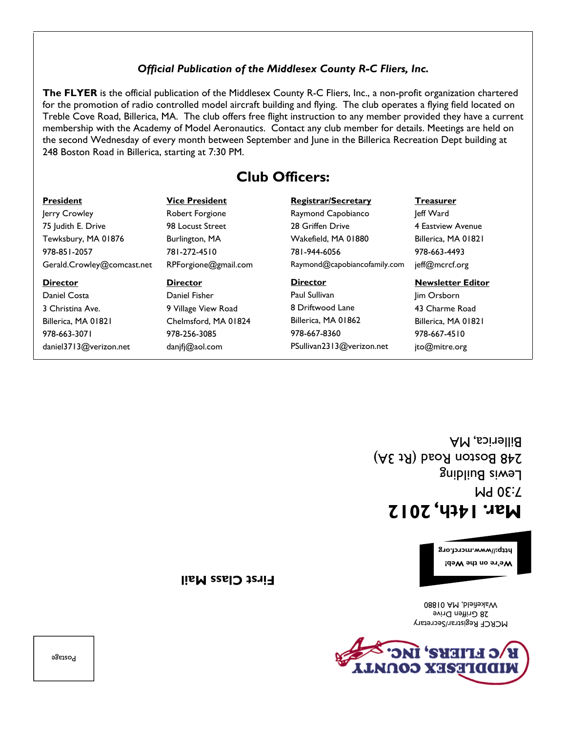*Official Publication of the Middlesex County R-C Fliers, Inc.*

**The FLYER** is the official publication of the Middlesex County R-C Fliers, Inc., a non-profit organization chartered for the promotion of radio controlled model aircraft building and flying. The club operates a flying field located on Treble Cove Road, Billerica, MA. The club offers free flight instruction to any member provided they have a current membership with the Academy of Model Aeronautics. Contact any club member for details. Meetings are held on the second Wednesday of every month between September and June in the Billerica Recreation Dept building at 248 Boston Road in Billerica, starting at 7:30 PM.

## Club Officers:

**President**
Jerry Crowley
75 Judith E. Drive
Tewksbury, MA 01876
978-851-2057
Gerald.Crowley@comcast.net

**Vice President**
Robert Forgione
98 Locust Street
Burlington, MA
781-272-4510
RPForgione@gmail.com

**Registrar/Secretary**
Raymond Capobianco
28 Griffen Drive
Wakefield, MA 01880
781-944-6056
Raymond@capobiancofamily.com

**Treasurer**
Jeff Ward
4 Eastview Avenue
Billerica, MA 01821
978-663-4493
jeff@mcrcf.org

**Director**
Daniel Costa
3 Christina Ave.
Billerica, MA 01821
978-663-3071
daniel3713@verizon.net

**Director**
Daniel Fisher
9 Village View Road
Chelmsford, MA 01824
978-256-3085
danjfj@aol.com

**Director**
Paul Sullivan
8 Driftwood Lane
Billerica, MA 01862
978-667-8360
PSullivan2313@verizon.net

**Newsletter Editor**
Jim Orsborn
43 Charme Road
Billerica, MA 01821
978-667-4510
jto@mitre.org

**Mar. 14th, 2012**
7:30 PM
Lewis Building
248 Boston Road (Rt 3A)
Billerica, MA

**We're on the Web!**
**http://www.mcrcf.org**

MCRCF Registrar/Secretary
28 Griffen Drive
Wakefield, MA 01880

MIDDLESEX COUNTY R/C FLIERS, INC.

**First Class Mail**

Postage